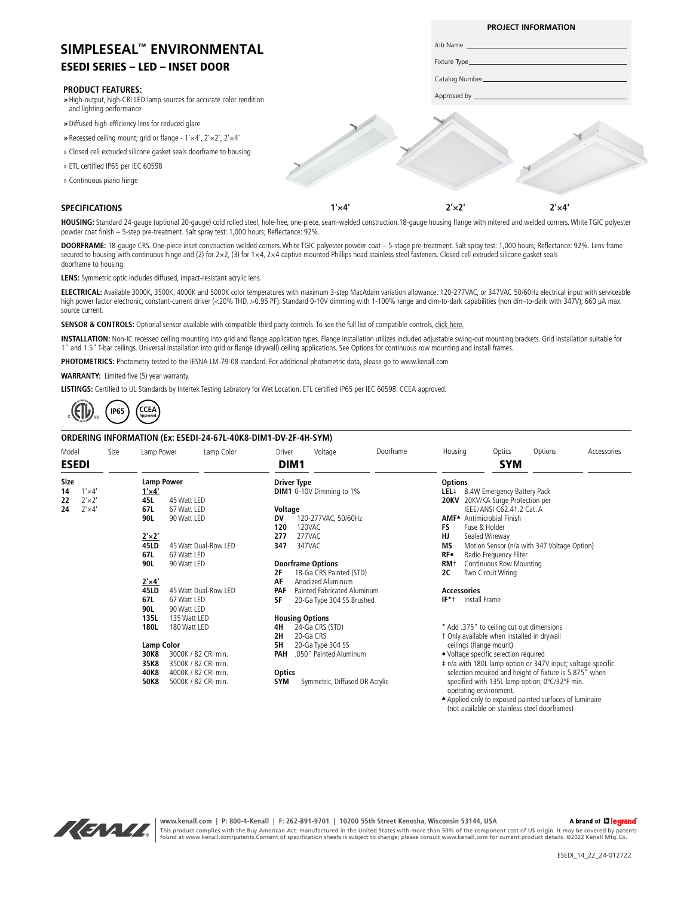# SIMPLESEAL™ ENVIRONMENTAL

## ESEDI SERIES – LED – INSET DOOR

**PROJECT INFORMATION**

Job Name

Fixture Type

Catalog Number

Approved by

### PRODUCT FEATURES:

- High-output, high-CRI LED lamp sources for accurate color rendition and lighting performance
- Diffused high-efficiency lens for reduced glare
- Recessed ceiling mount; grid or flange - 1'×4', 2'×2', 2'×4'
- Closed cell extruded silicone gasket seals doorframe to housing
- ETL certified IP65 per IEC 60598
- Continuous piano hinge

1'×4' 2'×2' 2'×4'

### SPECIFICATIONS

**HOUSING:** Standard 24-gauge (optional 20-gauge) cold rolled steel, hole-free, one-piece, seam-welded construction.18-gauge housing flange with mitered and welded corners. White TGIC polyester powder coat finish – 5-step pre-treatment. Salt spray test: 1,000 hours; Reflectance: 92%.

**DOORFRAME:** 18-gauge CRS. One-piece inset construction welded corners. White TGIC polyester powder coat – 5-stage pre-treatment. Salt spray test: 1,000 hours; Reflectance: 92%. Lens frame secured to housing with continuous hinge and (2) for 2×2, (3) for 1×4, 2×4 captive mounted Phillips head stainless steel fasteners. Closed cell extruded silicone gasket seals doorframe to housing.

**LENS:** Symmetric optic includes diffused, impact-resistant acrylic lens.

**ELECTRICAL:** Available 3000K, 3500K, 4000K and 5000K color temperatures with maximum 3-step MacAdam variation allowance. 120-277VAC, or 347VAC 50/60Hz electrical input with serviceable high power factor electronic, constant-current driver (<20% THD, >0.95 PF). Standard 0-10V dimming with 1-100% range and dim-to-dark capabilities (non dim-to-dark with 347V); 660 μA max. source current.

**SENSOR & CONTROLS:** Optional sensor available with compatible third party controls. To see the full list of compatible controls, click here.

**INSTALLATION:** Non-IC recessed ceiling mounting into grid and flange application types. Flange installation utilizes included adjustable swing-out mounting brackets. Grid installation suitable for 1" and 1.5" T-bar ceilings. Universal installation into grid or flange (drywall) ceiling applications. See Options for continuous row mounting and install frames.

**PHOTOMETRICS:** Photometry tested to the IESNA LM-79-08 standard. For additional photometric data, please go to www.kenall.com

**WARRANTY:** Limited five (5) year warranty.

**LISTINGS:** Certified to UL Standards by Intertek Testing Labratory for Wet Location. ETL certified IP65 per IEC 60598. CCEA approved.

### ORDERING INFORMATION (Ex: ESEDI-24-67L-40K8-DIM1-DV-2F-4H-SYM)

| Model | Size | Lamp Power | Lamp Color | Driver | Voltage | Doorframe | Housing | Optics | Options | Accessories |
|---|---|---|---|---|---|---|---|---|---|---|
| **ESEDI** | | | | **DIM1** | | | | **SYM** | | |

**Size**
- **14** 1'×4'
- **22** 2'×2'
- **24** 2'×4'

**Lamp Power**

1'×4'
- **45L** 45 Watt LED
- **67L** 67 Watt LED
- **90L** 90 Watt LED

2'×2'
- **45LD** 45 Watt Dual-Row LED
- **67L** 67 Watt LED
- **90L** 90 Watt LED

2'×4'
- **45LD** 45 Watt Dual-Row LED
- **67L** 67 Watt LED
- **90L** 90 Watt LED
- **135L** 135 Watt LED
- **180L** 180 Watt LED

**Lamp Color**
- **30K8** 3000K / 82 CRI min.
- **35K8** 3500K / 82 CRI min.
- **40K8** 4000K / 82 CRI min.
- **50K8** 5000K / 82 CRI min.

**Driver Type**
- **DIM1** 0-10V Dimming to 1%

**Voltage**
- **DV** 120-277VAC, 50/60Hz
- **120** 120VAC
- **277** 277VAC
- **347** 347VAC

**Doorframe Options**
- **2F** 18-Ga CRS Painted (STD)
- **AF** Anodized Aluminum
- **PAF** Painted Fabricated Aluminum
- **5F** 20-Ga Type 304 SS Brushed

**Housing Options**
- **4H** 24-Ga CRS (STD)
- **2H** 20-Ga CRS
- **5H** 20-Ga Type 304 SS
- **PAH** .050" Painted Aluminum

**Optics**
- **SYM** Symmetric, Diffused DR Acrylic

**Options**
- **LEL‡** 8.4W Emergency Battery Pack
- **20KV** 20KV/KA Surge Protection per IEEE/ANSI C62.41.2 Cat. A
- **AMF▲** Antimicrobial Finish
- **FS** Fuse & Holder
- **HJ** Sealed Wireway
- **MS** Motion Sensor (n/a with 347 Voltage Option)
- **RF•** Radio Frequency Filter
- **RM†** Continuous Row Mounting
- **2C** Two Circuit Wiring

**Accessories**
- **IF*†** Install Frame

\* Add .375" to ceiling cut out dimensions

† Only available when installed in drywall ceilings (flange mount)

• Voltage specific selection required

‡ n/a with 180L lamp option or 347V input; voltage-specific selection required and height of fixture is 5.875" when specified with 135L lamp option; 0°C/32°F min. operating environment.

▲ Applied only to exposed painted surfaces of luminaire (not available on stainless steel doorframes)

www.kenall.com | P: 800-4-Kenall | F: 262-891-9701 | 10200 55th Street Kenosha, Wisconsin 53144, USA

A brand of legrand

This product complies with the Buy American Act: manufactured in the United States with more than 50% of the component cost of US origin. It may be covered by patents found at www.kenall.com/patents.Content of specification sheets is subject to change; please consult www.kenall.com for current product details. ©2022 Kenall Mfg.Co.

ESEDI_14_22_24-012722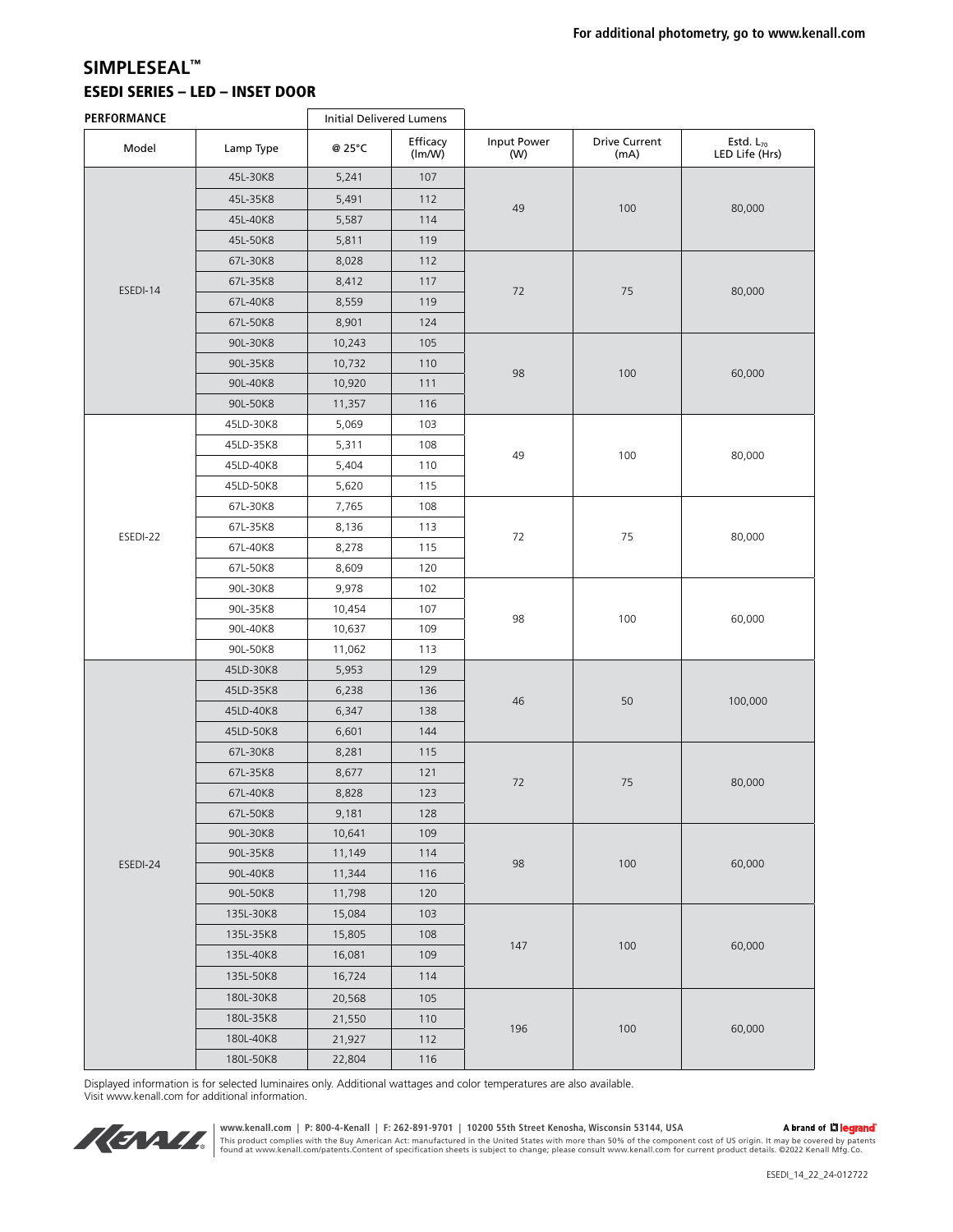For additional photometry, go to www.kenall.com

# SIMPLESEAL™

## ESEDI SERIES – LED – INSET DOOR

**PERFORMANCE**

| Model | Lamp Type | Initial Delivered Lumens @ 25°C | Efficacy (lm/W) | Input Power (W) | Drive Current (mA) | Estd. $L_{70}$ LED Life (Hrs) |
|---|---|---|---|---|---|---|
| ESEDI-14 | 45L-30K8 | 5,241 | 107 | 49 | 100 | 80,000 |
| | 45L-35K8 | 5,491 | 112 | | | |
| | 45L-40K8 | 5,587 | 114 | | | |
| | 45L-50K8 | 5,811 | 119 | | | |
| | 67L-30K8 | 8,028 | 112 | 72 | 75 | 80,000 |
| | 67L-35K8 | 8,412 | 117 | | | |
| | 67L-40K8 | 8,559 | 119 | | | |
| | 67L-50K8 | 8,901 | 124 | | | |
| | 90L-30K8 | 10,243 | 105 | 98 | 100 | 60,000 |
| | 90L-35K8 | 10,732 | 110 | | | |
| | 90L-40K8 | 10,920 | 111 | | | |
| | 90L-50K8 | 11,357 | 116 | | | |
| ESEDI-22 | 45LD-30K8 | 5,069 | 103 | 49 | 100 | 80,000 |
| | 45LD-35K8 | 5,311 | 108 | | | |
| | 45LD-40K8 | 5,404 | 110 | | | |
| | 45LD-50K8 | 5,620 | 115 | | | |
| | 67L-30K8 | 7,765 | 108 | 72 | 75 | 80,000 |
| | 67L-35K8 | 8,136 | 113 | | | |
| | 67L-40K8 | 8,278 | 115 | | | |
| | 67L-50K8 | 8,609 | 120 | | | |
| | 90L-30K8 | 9,978 | 102 | 98 | 100 | 60,000 |
| | 90L-35K8 | 10,454 | 107 | | | |
| | 90L-40K8 | 10,637 | 109 | | | |
| | 90L-50K8 | 11,062 | 113 | | | |
| ESEDI-24 | 45LD-30K8 | 5,953 | 129 | 46 | 50 | 100,000 |
| | 45LD-35K8 | 6,238 | 136 | | | |
| | 45LD-40K8 | 6,347 | 138 | | | |
| | 45LD-50K8 | 6,601 | 144 | | | |
| | 67L-30K8 | 8,281 | 115 | 72 | 75 | 80,000 |
| | 67L-35K8 | 8,677 | 121 | | | |
| | 67L-40K8 | 8,828 | 123 | | | |
| | 67L-50K8 | 9,181 | 128 | | | |
| | 90L-30K8 | 10,641 | 109 | 98 | 100 | 60,000 |
| | 90L-35K8 | 11,149 | 114 | | | |
| | 90L-40K8 | 11,344 | 116 | | | |
| | 90L-50K8 | 11,798 | 120 | | | |
| | 135L-30K8 | 15,084 | 103 | 147 | 100 | 60,000 |
| | 135L-35K8 | 15,805 | 108 | | | |
| | 135L-40K8 | 16,081 | 109 | | | |
| | 135L-50K8 | 16,724 | 114 | | | |
| | 180L-30K8 | 20,568 | 105 | 196 | 100 | 60,000 |
| | 180L-35K8 | 21,550 | 110 | | | |
| | 180L-40K8 | 21,927 | 112 | | | |
| | 180L-50K8 | 22,804 | 116 | | | |

Displayed information is for selected luminaires only. Additional wattages and color temperatures are also available.
Visit www.kenall.com for additional information.

www.kenall.com | P: 800-4-Kenall | F: 262-891-9701 | 10200 55th Street Kenosha, Wisconsin 53144, USA

A brand of legrand

This product complies with the Buy American Act: manufactured in the United States with more than 50% of the component cost of US origin. It may be covered by patents found at www.kenall.com/patents.Content of specification sheets is subject to change; please consult www.kenall.com for current product details. ©2022 Kenall Mfg.Co.

ESEDI_14_22_24-012722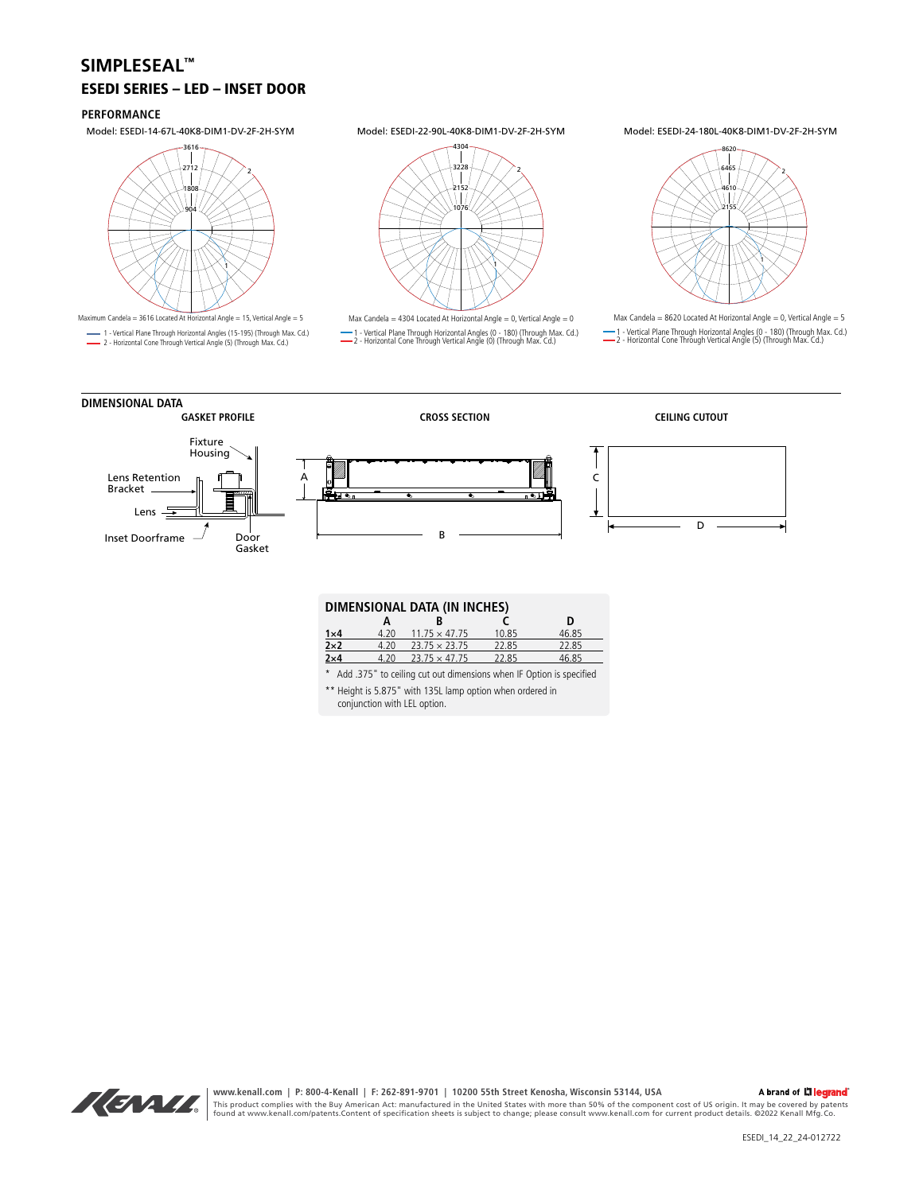# SIMPLESEAL™

## ESEDI SERIES – LED – INSET DOOR

### PERFORMANCE

Model: ESEDI-14-67L-40K8-DIM1-DV-2F-2H-SYM

3616
2712
1808
904
2
1

Maximum Candela = 3616 Located At Horizontal Angle = 15, Vertical Angle = 5

1 - Vertical Plane Through Horizontal Angles (15-195) (Through Max. Cd.)
2 - Horizontal Cone Through Vertical Angle (5) (Through Max. Cd.)

Model: ESEDI-22-90L-40K8-DIM1-DV-2F-2H-SYM

4304
3228
2152
1076
2
1

Max Candela = 4304 Located At Horizontal Angle = 0, Vertical Angle = 0

1 - Vertical Plane Through Horizontal Angles (0 - 180) (Through Max. Cd.)
2 - Horizontal Cone Through Vertical Angle (0) (Through Max. Cd.)

Model: ESEDI-24-180L-40K8-DIM1-DV-2F-2H-SYM

8620
6465
4610
2155
2
1

Max Candela = 8620 Located At Horizontal Angle = 0, Vertical Angle = 5

1 - Vertical Plane Through Horizontal Angles (0 - 180) (Through Max. Cd.)
2 - Horizontal Cone Through Vertical Angle (5) (Through Max. Cd.)

### DIMENSIONAL DATA

**GASKET PROFILE**

Fixture Housing
Lens Retention Bracket
Lens
Inset Doorframe
Door Gasket

**CROSS SECTION**

A
B

**CEILING CUTOUT**

C
D

#### DIMENSIONAL DATA (IN INCHES)

| | A | B | C | D |
|---|---|---|---|---|
| **1×4** | 4.20 | 11.75 × 47.75 | 10.85 | 46.85 |
| **2×2** | 4.20 | 23.75 × 23.75 | 22.85 | 22.85 |
| **2×4** | 4.20 | 23.75 × 47.75 | 22.85 | 46.85 |

\* Add .375" to ceiling cut out dimensions when IF Option is specified

\*\* Height is 5.875" with 135L lamp option when ordered in conjunction with LEL option.

www.kenall.com | P: 800-4-Kenall | F: 262-891-9701 | 10200 55th Street Kenosha, Wisconsin 53144, USA

A brand of legrand

This product complies with the Buy American Act: manufactured in the United States with more than 50% of the component cost of US origin. It may be covered by patents found at www.kenall.com/patents.Content of specification sheets is subject to change; please consult www.kenall.com for current product details. ©2022 Kenall Mfg.Co.

ESEDI_14_22_24-012722